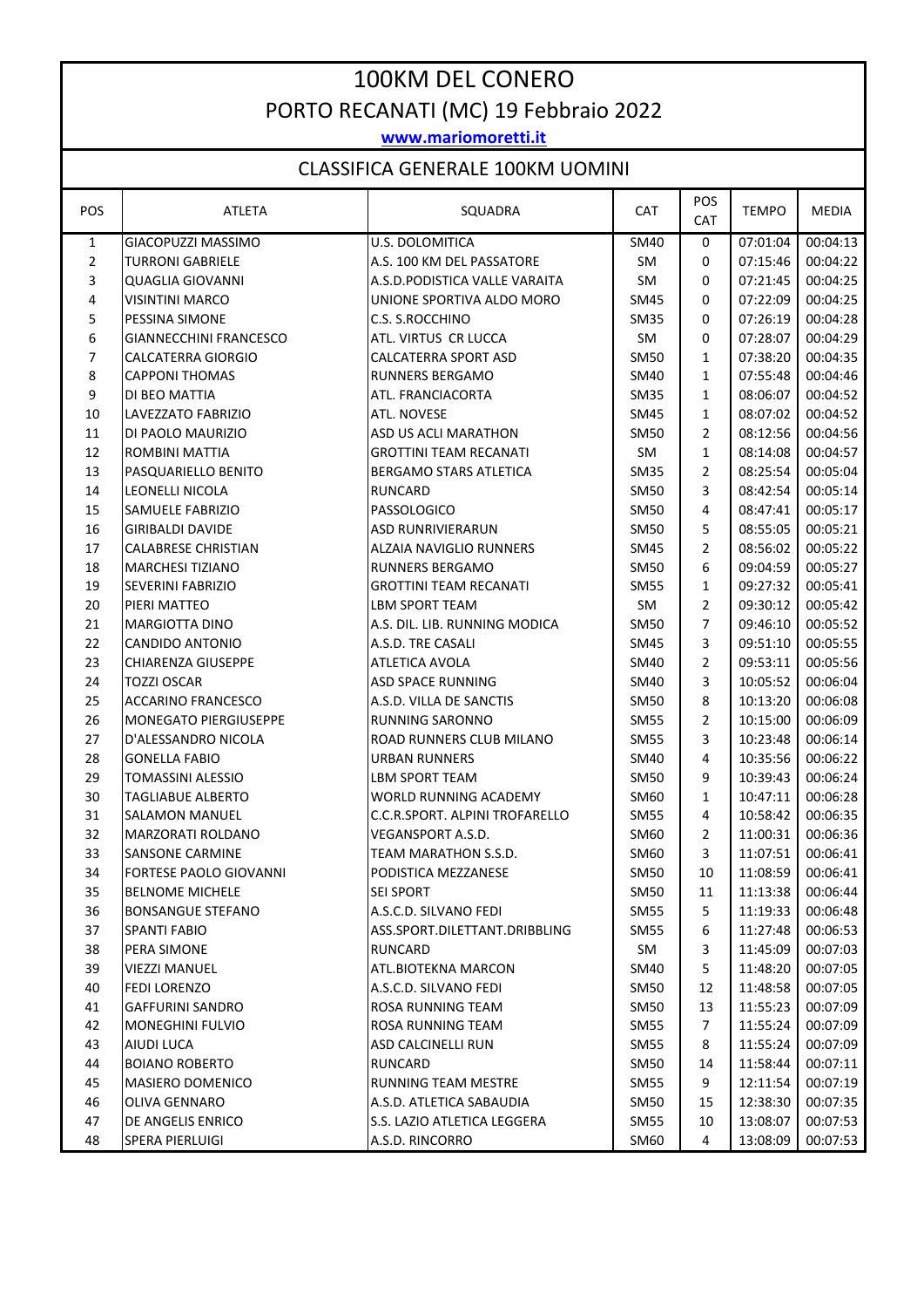# 100KM DEL CONERO

## PORTO RECANATI (MC) 19 Febbraio 2022

www.mariomoretti.it

### CLASSIFICA GENERALE 100KM UOMINI

| POS | ATLETA | SQUADRA | CAT | POS CAT | TEMPO | MEDIA |
|---|---|---|---|---|---|---|
| 1 | GIACOPUZZI MASSIMO | U.S. DOLOMITICA | SM40 | 0 | 07:01:04 | 00:04:13 |
| 2 | TURRONI GABRIELE | A.S. 100 KM DEL PASSATORE | SM | 0 | 07:15:46 | 00:04:22 |
| 3 | QUAGLIA GIOVANNI | A.S.D.PODISTICA VALLE VARAITA | SM | 0 | 07:21:45 | 00:04:25 |
| 4 | VISINTINI MARCO | UNIONE SPORTIVA ALDO MORO | SM45 | 0 | 07:22:09 | 00:04:25 |
| 5 | PESSINA SIMONE | C.S. S.ROCCHINO | SM35 | 0 | 07:26:19 | 00:04:28 |
| 6 | GIANNECCHINI FRANCESCO | ATL. VIRTUS CR LUCCA | SM | 0 | 07:28:07 | 00:04:29 |
| 7 | CALCATERRA GIORGIO | CALCATERRA SPORT ASD | SM50 | 1 | 07:38:20 | 00:04:35 |
| 8 | CAPPONI THOMAS | RUNNERS BERGAMO | SM40 | 1 | 07:55:48 | 00:04:46 |
| 9 | DI BEO MATTIA | ATL. FRANCIACORTA | SM35 | 1 | 08:06:07 | 00:04:52 |
| 10 | LAVEZZATO FABRIZIO | ATL. NOVESE | SM45 | 1 | 08:07:02 | 00:04:52 |
| 11 | DI PAOLO MAURIZIO | ASD US ACLI MARATHON | SM50 | 2 | 08:12:56 | 00:04:56 |
| 12 | ROMBINI MATTIA | GROTTINI TEAM RECANATI | SM | 1 | 08:14:08 | 00:04:57 |
| 13 | PASQUARIELLO BENITO | BERGAMO STARS ATLETICA | SM35 | 2 | 08:25:54 | 00:05:04 |
| 14 | LEONELLI NICOLA | RUNCARD | SM50 | 3 | 08:42:54 | 00:05:14 |
| 15 | SAMUELE FABRIZIO | PASSOLOGICO | SM50 | 4 | 08:47:41 | 00:05:17 |
| 16 | GIRIBALDI DAVIDE | ASD RUNRIVIERARUN | SM50 | 5 | 08:55:05 | 00:05:21 |
| 17 | CALABRESE CHRISTIAN | ALZAIA NAVIGLIO RUNNERS | SM45 | 2 | 08:56:02 | 00:05:22 |
| 18 | MARCHESI TIZIANO | RUNNERS BERGAMO | SM50 | 6 | 09:04:59 | 00:05:27 |
| 19 | SEVERINI FABRIZIO | GROTTINI TEAM RECANATI | SM55 | 1 | 09:27:32 | 00:05:41 |
| 20 | PIERI MATTEO | LBM SPORT TEAM | SM | 2 | 09:30:12 | 00:05:42 |
| 21 | MARGIOTTA DINO | A.S. DIL. LIB. RUNNING MODICA | SM50 | 7 | 09:46:10 | 00:05:52 |
| 22 | CANDIDO ANTONIO | A.S.D. TRE CASALI | SM45 | 3 | 09:51:10 | 00:05:55 |
| 23 | CHIARENZA GIUSEPPE | ATLETICA AVOLA | SM40 | 2 | 09:53:11 | 00:05:56 |
| 24 | TOZZI OSCAR | ASD SPACE RUNNING | SM40 | 3 | 10:05:52 | 00:06:04 |
| 25 | ACCARINO FRANCESCO | A.S.D. VILLA DE SANCTIS | SM50 | 8 | 10:13:20 | 00:06:08 |
| 26 | MONEGATO PIERGIUSEPPE | RUNNING SARONNO | SM55 | 2 | 10:15:00 | 00:06:09 |
| 27 | D'ALESSANDRO NICOLA | ROAD RUNNERS CLUB MILANO | SM55 | 3 | 10:23:48 | 00:06:14 |
| 28 | GONELLA FABIO | URBAN RUNNERS | SM40 | 4 | 10:35:56 | 00:06:22 |
| 29 | TOMASSINI ALESSIO | LBM SPORT TEAM | SM50 | 9 | 10:39:43 | 00:06:24 |
| 30 | TAGLIABUE ALBERTO | WORLD RUNNING ACADEMY | SM60 | 1 | 10:47:11 | 00:06:28 |
| 31 | SALAMON MANUEL | C.C.R.SPORT. ALPINI TROFARELLO | SM55 | 4 | 10:58:42 | 00:06:35 |
| 32 | MARZORATI ROLDANO | VEGANSPORT A.S.D. | SM60 | 2 | 11:00:31 | 00:06:36 |
| 33 | SANSONE CARMINE | TEAM MARATHON S.S.D. | SM60 | 3 | 11:07:51 | 00:06:41 |
| 34 | FORTESE PAOLO GIOVANNI | PODISTICA MEZZANESE | SM50 | 10 | 11:08:59 | 00:06:41 |
| 35 | BELNOME MICHELE | SEI SPORT | SM50 | 11 | 11:13:38 | 00:06:44 |
| 36 | BONSANGUE STEFANO | A.S.C.D. SILVANO FEDI | SM55 | 5 | 11:19:33 | 00:06:48 |
| 37 | SPANTI FABIO | ASS.SPORT.DILETTANT.DRIBBLING | SM55 | 6 | 11:27:48 | 00:06:53 |
| 38 | PERA SIMONE | RUNCARD | SM | 3 | 11:45:09 | 00:07:03 |
| 39 | VIEZZI MANUEL | ATL.BIOTEKNA MARCON | SM40 | 5 | 11:48:20 | 00:07:05 |
| 40 | FEDI LORENZO | A.S.C.D. SILVANO FEDI | SM50 | 12 | 11:48:58 | 00:07:05 |
| 41 | GAFFURINI SANDRO | ROSA RUNNING TEAM | SM50 | 13 | 11:55:23 | 00:07:09 |
| 42 | MONEGHINI FULVIO | ROSA RUNNING TEAM | SM55 | 7 | 11:55:24 | 00:07:09 |
| 43 | AIUDI LUCA | ASD CALCINELLI RUN | SM55 | 8 | 11:55:24 | 00:07:09 |
| 44 | BOIANO ROBERTO | RUNCARD | SM50 | 14 | 11:58:44 | 00:07:11 |
| 45 | MASIERO DOMENICO | RUNNING TEAM MESTRE | SM55 | 9 | 12:11:54 | 00:07:19 |
| 46 | OLIVA GENNARO | A.S.D. ATLETICA SABAUDIA | SM50 | 15 | 12:38:30 | 00:07:35 |
| 47 | DE ANGELIS ENRICO | S.S. LAZIO ATLETICA LEGGERA | SM55 | 10 | 13:08:07 | 00:07:53 |
| 48 | SPERA PIERLUIGI | A.S.D. RINCORRO | SM60 | 4 | 13:08:09 | 00:07:53 |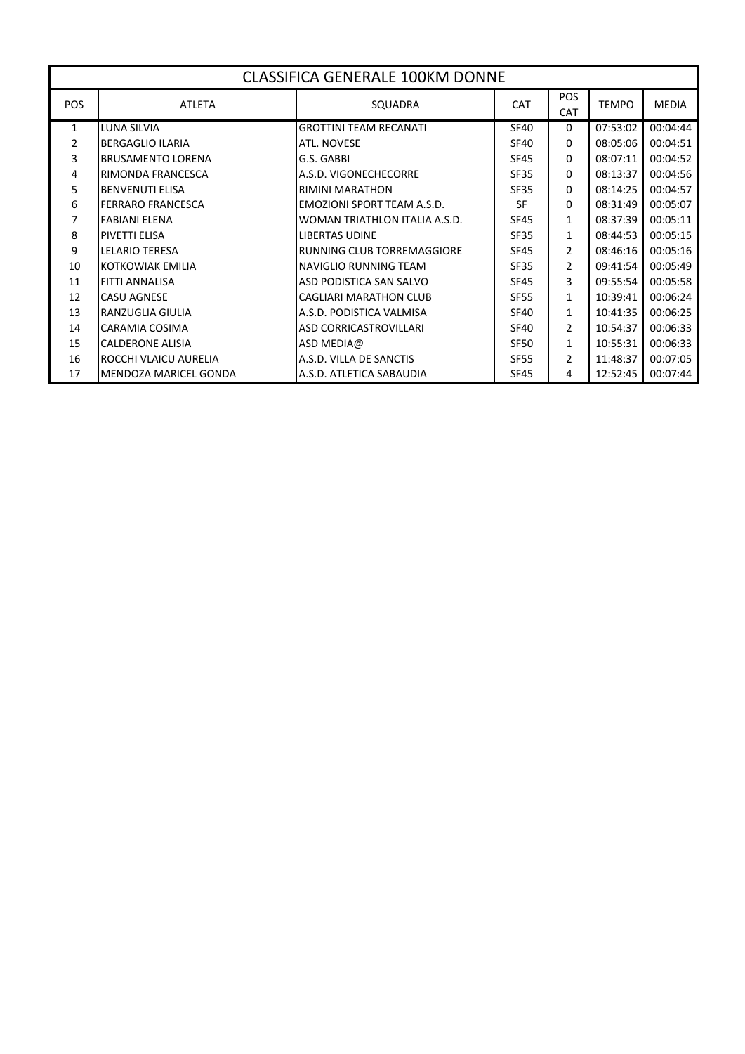## CLASSIFICA GENERALE 100KM DONNE

| POS | ATLETA | SQUADRA | CAT | POS CAT | TEMPO | MEDIA |
|---|---|---|---|---|---|---|
| 1 | LUNA SILVIA | GROTTINI TEAM RECANATI | SF40 | 0 | 07:53:02 | 00:04:44 |
| 2 | BERGAGLIO ILARIA | ATL. NOVESE | SF40 | 0 | 08:05:06 | 00:04:51 |
| 3 | BRUSAMENTO LORENA | G.S. GABBI | SF45 | 0 | 08:07:11 | 00:04:52 |
| 4 | RIMONDA FRANCESCA | A.S.D. VIGONECHECORRE | SF35 | 0 | 08:13:37 | 00:04:56 |
| 5 | BENVENUTI ELISA | RIMINI MARATHON | SF35 | 0 | 08:14:25 | 00:04:57 |
| 6 | FERRARO FRANCESCA | EMOZIONI SPORT TEAM A.S.D. | SF | 0 | 08:31:49 | 00:05:07 |
| 7 | FABIANI ELENA | WOMAN TRIATHLON ITALIA A.S.D. | SF45 | 1 | 08:37:39 | 00:05:11 |
| 8 | PIVETTI ELISA | LIBERTAS UDINE | SF35 | 1 | 08:44:53 | 00:05:15 |
| 9 | LELARIO TERESA | RUNNING CLUB TORREMAGGIORE | SF45 | 2 | 08:46:16 | 00:05:16 |
| 10 | KOTKOWIAK EMILIA | NAVIGLIO RUNNING TEAM | SF35 | 2 | 09:41:54 | 00:05:49 |
| 11 | FITTI ANNALISA | ASD PODISTICA SAN SALVO | SF45 | 3 | 09:55:54 | 00:05:58 |
| 12 | CASU AGNESE | CAGLIARI MARATHON CLUB | SF55 | 1 | 10:39:41 | 00:06:24 |
| 13 | RANZUGLIA GIULIA | A.S.D. PODISTICA VALMISA | SF40 | 1 | 10:41:35 | 00:06:25 |
| 14 | CARAMIA COSIMA | ASD CORRICASTROVILLARI | SF40 | 2 | 10:54:37 | 00:06:33 |
| 15 | CALDERONE ALISIA | ASD MEDIA@ | SF50 | 1 | 10:55:31 | 00:06:33 |
| 16 | ROCCHI VLAICU AURELIA | A.S.D. VILLA DE SANCTIS | SF55 | 2 | 11:48:37 | 00:07:05 |
| 17 | MENDOZA MARICEL GONDA | A.S.D. ATLETICA SABAUDIA | SF45 | 4 | 12:52:45 | 00:07:44 |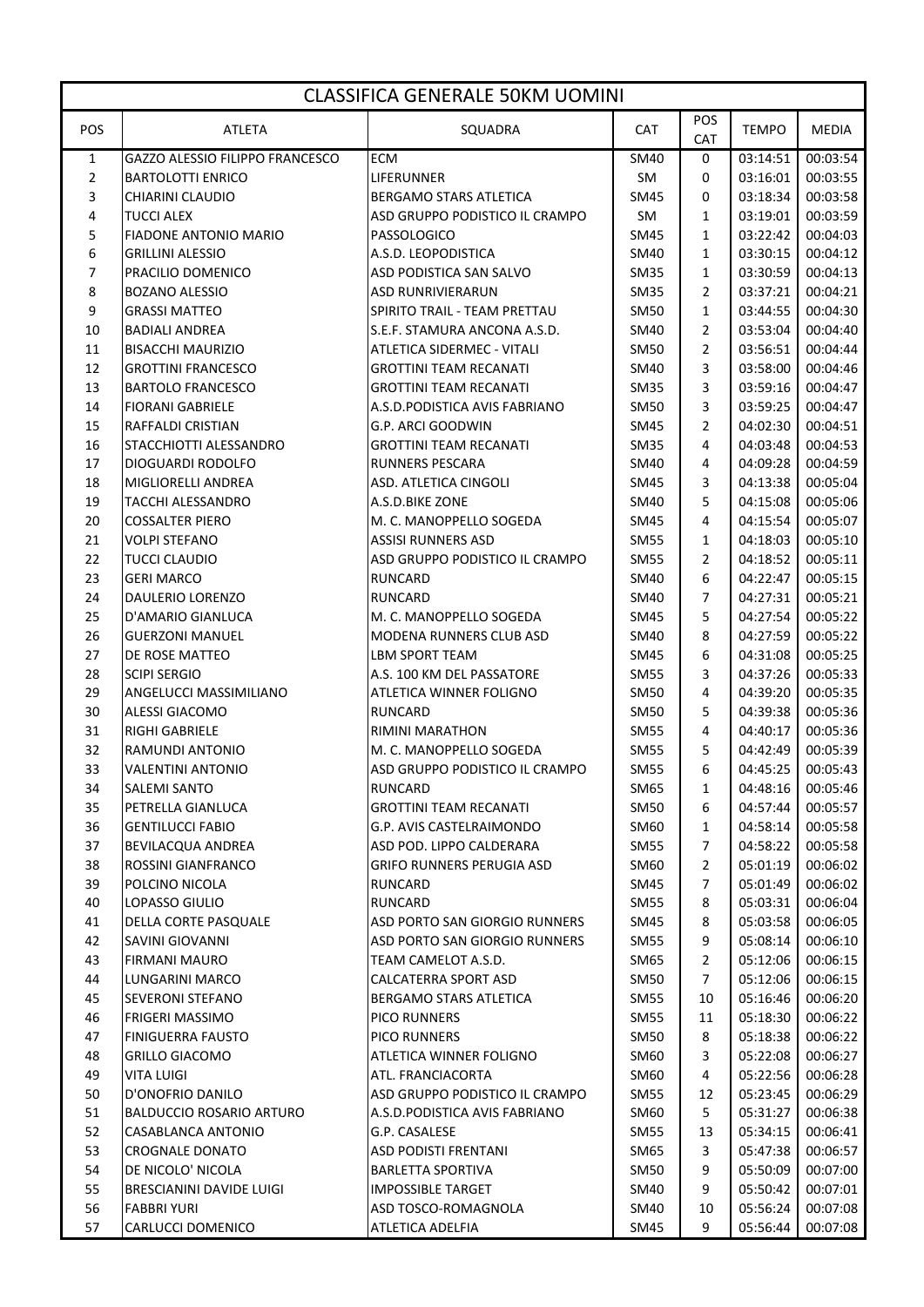# CLASSIFICA GENERALE 50KM UOMINI

| POS | ATLETA | SQUADRA | CAT | POS CAT | TEMPO | MEDIA |
|---|---|---|---|---|---|---|
| 1 | GAZZO ALESSIO FILIPPO FRANCESCO | ECM | SM40 | 0 | 03:14:51 | 00:03:54 |
| 2 | BARTOLOTTI ENRICO | LIFERUNNER | SM | 0 | 03:16:01 | 00:03:55 |
| 3 | CHIARINI CLAUDIO | BERGAMO STARS ATLETICA | SM45 | 0 | 03:18:34 | 00:03:58 |
| 4 | TUCCI ALEX | ASD GRUPPO PODISTICO IL CRAMPO | SM | 1 | 03:19:01 | 00:03:59 |
| 5 | FIADONE ANTONIO MARIO | PASSOLOGICO | SM45 | 1 | 03:22:42 | 00:04:03 |
| 6 | GRILLINI ALESSIO | A.S.D. LEOPODISTICA | SM40 | 1 | 03:30:15 | 00:04:12 |
| 7 | PRACILIO DOMENICO | ASD PODISTICA SAN SALVO | SM35 | 1 | 03:30:59 | 00:04:13 |
| 8 | BOZANO ALESSIO | ASD RUNRIVIERARUN | SM35 | 2 | 03:37:21 | 00:04:21 |
| 9 | GRASSI MATTEO | SPIRITO TRAIL - TEAM PRETTAU | SM50 | 1 | 03:44:55 | 00:04:30 |
| 10 | BADIALI ANDREA | S.E.F. STAMURA ANCONA A.S.D. | SM40 | 2 | 03:53:04 | 00:04:40 |
| 11 | BISACCHI MAURIZIO | ATLETICA SIDERMEC - VITALI | SM50 | 2 | 03:56:51 | 00:04:44 |
| 12 | GROTTINI FRANCESCO | GROTTINI TEAM RECANATI | SM40 | 3 | 03:58:00 | 00:04:46 |
| 13 | BARTOLO FRANCESCO | GROTTINI TEAM RECANATI | SM35 | 3 | 03:59:16 | 00:04:47 |
| 14 | FIORANI GABRIELE | A.S.D.PODISTICA AVIS FABRIANO | SM50 | 3 | 03:59:25 | 00:04:47 |
| 15 | RAFFALDI CRISTIAN | G.P. ARCI GOODWIN | SM45 | 2 | 04:02:30 | 00:04:51 |
| 16 | STACCHIOTTI ALESSANDRO | GROTTINI TEAM RECANATI | SM35 | 4 | 04:03:48 | 00:04:53 |
| 17 | DIOGUARDI RODOLFO | RUNNERS PESCARA | SM40 | 4 | 04:09:28 | 00:04:59 |
| 18 | MIGLIORELLI ANDREA | ASD. ATLETICA CINGOLI | SM45 | 3 | 04:13:38 | 00:05:04 |
| 19 | TACCHI ALESSANDRO | A.S.D.BIKE ZONE | SM40 | 5 | 04:15:08 | 00:05:06 |
| 20 | COSSALTER PIERO | M. C. MANOPPELLO SOGEDA | SM45 | 4 | 04:15:54 | 00:05:07 |
| 21 | VOLPI STEFANO | ASSISI RUNNERS ASD | SM55 | 1 | 04:18:03 | 00:05:10 |
| 22 | TUCCI CLAUDIO | ASD GRUPPO PODISTICO IL CRAMPO | SM55 | 2 | 04:18:52 | 00:05:11 |
| 23 | GERI MARCO | RUNCARD | SM40 | 6 | 04:22:47 | 00:05:15 |
| 24 | DAULERIO LORENZO | RUNCARD | SM40 | 7 | 04:27:31 | 00:05:21 |
| 25 | D'AMARIO GIANLUCA | M. C. MANOPPELLO SOGEDA | SM45 | 5 | 04:27:54 | 00:05:22 |
| 26 | GUERZONI MANUEL | MODENA RUNNERS CLUB ASD | SM40 | 8 | 04:27:59 | 00:05:22 |
| 27 | DE ROSE MATTEO | LBM SPORT TEAM | SM45 | 6 | 04:31:08 | 00:05:25 |
| 28 | SCIPI SERGIO | A.S. 100 KM DEL PASSATORE | SM55 | 3 | 04:37:26 | 00:05:33 |
| 29 | ANGELUCCI MASSIMILIANO | ATLETICA WINNER FOLIGNO | SM50 | 4 | 04:39:20 | 00:05:35 |
| 30 | ALESSI GIACOMO | RUNCARD | SM50 | 5 | 04:39:38 | 00:05:36 |
| 31 | RIGHI GABRIELE | RIMINI MARATHON | SM55 | 4 | 04:40:17 | 00:05:36 |
| 32 | RAMUNDI ANTONIO | M. C. MANOPPELLO SOGEDA | SM55 | 5 | 04:42:49 | 00:05:39 |
| 33 | VALENTINI ANTONIO | ASD GRUPPO PODISTICO IL CRAMPO | SM55 | 6 | 04:45:25 | 00:05:43 |
| 34 | SALEMI SANTO | RUNCARD | SM65 | 1 | 04:48:16 | 00:05:46 |
| 35 | PETRELLA GIANLUCA | GROTTINI TEAM RECANATI | SM50 | 6 | 04:57:44 | 00:05:57 |
| 36 | GENTILUCCI FABIO | G.P. AVIS CASTELRAIMONDO | SM60 | 1 | 04:58:14 | 00:05:58 |
| 37 | BEVILACQUA ANDREA | ASD POD. LIPPO CALDERARA | SM55 | 7 | 04:58:22 | 00:05:58 |
| 38 | ROSSINI GIANFRANCO | GRIFO RUNNERS PERUGIA ASD | SM60 | 2 | 05:01:19 | 00:06:02 |
| 39 | POLCINO NICOLA | RUNCARD | SM45 | 7 | 05:01:49 | 00:06:02 |
| 40 | LOPASSO GIULIO | RUNCARD | SM55 | 8 | 05:03:31 | 00:06:04 |
| 41 | DELLA CORTE PASQUALE | ASD PORTO SAN GIORGIO RUNNERS | SM45 | 8 | 05:03:58 | 00:06:05 |
| 42 | SAVINI GIOVANNI | ASD PORTO SAN GIORGIO RUNNERS | SM55 | 9 | 05:08:14 | 00:06:10 |
| 43 | FIRMANI MAURO | TEAM CAMELOT A.S.D. | SM65 | 2 | 05:12:06 | 00:06:15 |
| 44 | LUNGARINI MARCO | CALCATERRA SPORT ASD | SM50 | 7 | 05:12:06 | 00:06:15 |
| 45 | SEVERONI STEFANO | BERGAMO STARS ATLETICA | SM55 | 10 | 05:16:46 | 00:06:20 |
| 46 | FRIGERI MASSIMO | PICO RUNNERS | SM55 | 11 | 05:18:30 | 00:06:22 |
| 47 | FINIGUERRA FAUSTO | PICO RUNNERS | SM50 | 8 | 05:18:38 | 00:06:22 |
| 48 | GRILLO GIACOMO | ATLETICA WINNER FOLIGNO | SM60 | 3 | 05:22:08 | 00:06:27 |
| 49 | VITA LUIGI | ATL. FRANCIACORTA | SM60 | 4 | 05:22:56 | 00:06:28 |
| 50 | D'ONOFRIO DANILO | ASD GRUPPO PODISTICO IL CRAMPO | SM55 | 12 | 05:23:45 | 00:06:29 |
| 51 | BALDUCCIO ROSARIO ARTURO | A.S.D.PODISTICA AVIS FABRIANO | SM60 | 5 | 05:31:27 | 00:06:38 |
| 52 | CASABLANCA ANTONIO | G.P. CASALESE | SM55 | 13 | 05:34:15 | 00:06:41 |
| 53 | CROGNALE DONATO | ASD PODISTI FRENTANI | SM65 | 3 | 05:47:38 | 00:06:57 |
| 54 | DE NICOLO' NICOLA | BARLETTA SPORTIVA | SM50 | 9 | 05:50:09 | 00:07:00 |
| 55 | BRESCIANINI DAVIDE LUIGI | IMPOSSIBLE TARGET | SM40 | 9 | 05:50:42 | 00:07:01 |
| 56 | FABBRI YURI | ASD TOSCO-ROMAGNOLA | SM40 | 10 | 05:56:24 | 00:07:08 |
| 57 | CARLUCCI DOMENICO | ATLETICA ADELFIA | SM45 | 9 | 05:56:44 | 00:07:08 |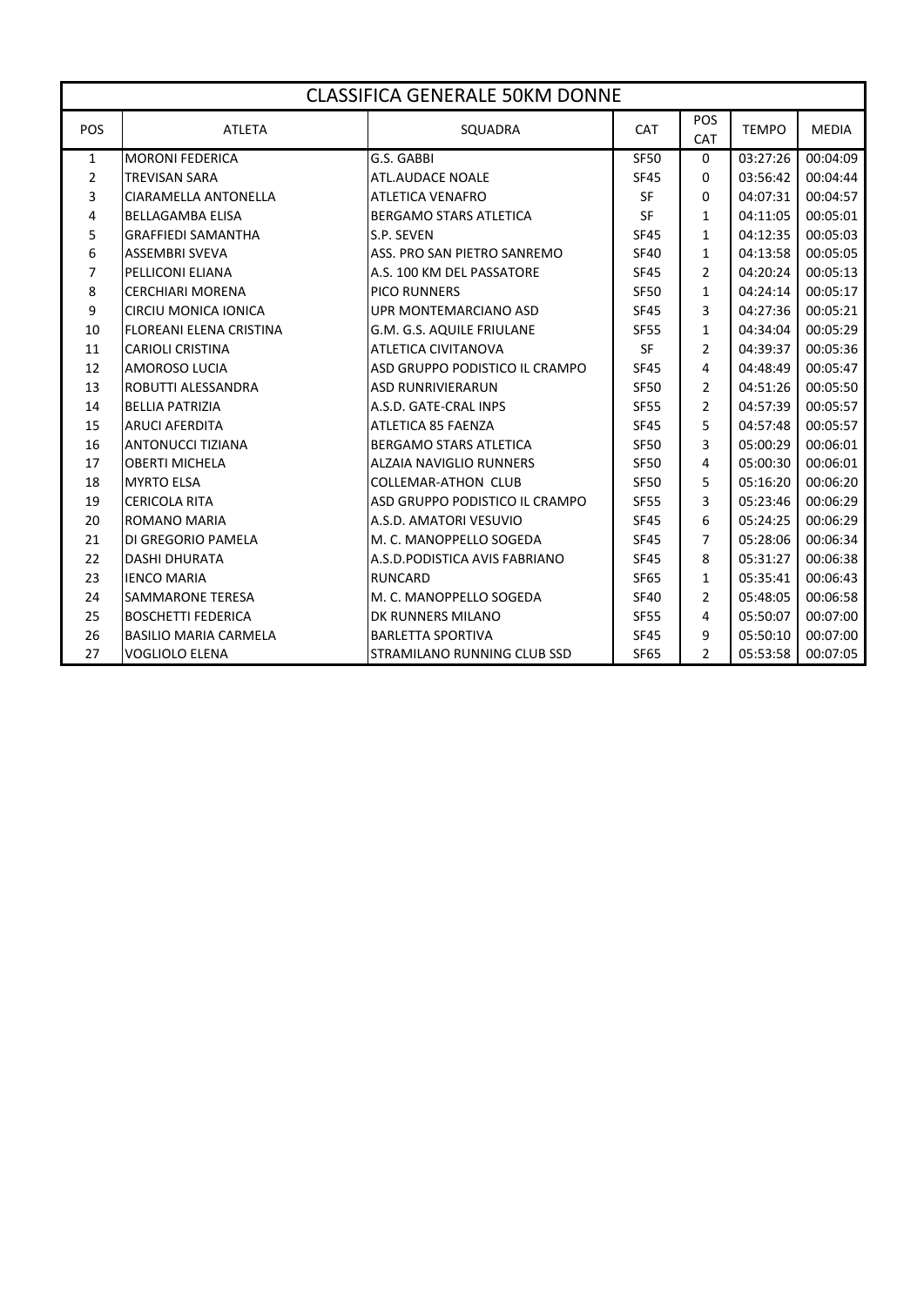| CLASSIFICA GENERALE 50KM DONNE | | | | | | |
|---|---|---|---|---|---|---|
| POS | ATLETA | SQUADRA | CAT | POS CAT | TEMPO | MEDIA |
| 1 | MORONI FEDERICA | G.S. GABBI | SF50 | 0 | 03:27:26 | 00:04:09 |
| 2 | TREVISAN SARA | ATL.AUDACE NOALE | SF45 | 0 | 03:56:42 | 00:04:44 |
| 3 | CIARAMELLA ANTONELLA | ATLETICA VENAFRO | SF | 0 | 04:07:31 | 00:04:57 |
| 4 | BELLAGAMBA ELISA | BERGAMO STARS ATLETICA | SF | 1 | 04:11:05 | 00:05:01 |
| 5 | GRAFFIEDI SAMANTHA | S.P. SEVEN | SF45 | 1 | 04:12:35 | 00:05:03 |
| 6 | ASSEMBRI SVEVA | ASS. PRO SAN PIETRO SANREMO | SF40 | 1 | 04:13:58 | 00:05:05 |
| 7 | PELLICONI ELIANA | A.S. 100 KM DEL PASSATORE | SF45 | 2 | 04:20:24 | 00:05:13 |
| 8 | CERCHIARI MORENA | PICO RUNNERS | SF50 | 1 | 04:24:14 | 00:05:17 |
| 9 | CIRCIU MONICA IONICA | UPR MONTEMARCIANO ASD | SF45 | 3 | 04:27:36 | 00:05:21 |
| 10 | FLOREANI ELENA CRISTINA | G.M. G.S. AQUILE FRIULANE | SF55 | 1 | 04:34:04 | 00:05:29 |
| 11 | CARIOLI CRISTINA | ATLETICA CIVITANOVA | SF | 2 | 04:39:37 | 00:05:36 |
| 12 | AMOROSO LUCIA | ASD GRUPPO PODISTICO IL CRAMPO | SF45 | 4 | 04:48:49 | 00:05:47 |
| 13 | ROBUTTI ALESSANDRA | ASD RUNRIVIERARUN | SF50 | 2 | 04:51:26 | 00:05:50 |
| 14 | BELLIA PATRIZIA | A.S.D. GATE-CRAL INPS | SF55 | 2 | 04:57:39 | 00:05:57 |
| 15 | ARUCI AFERDITA | ATLETICA 85 FAENZA | SF45 | 5 | 04:57:48 | 00:05:57 |
| 16 | ANTONUCCI TIZIANA | BERGAMO STARS ATLETICA | SF50 | 3 | 05:00:29 | 00:06:01 |
| 17 | OBERTI MICHELA | ALZAIA NAVIGLIO RUNNERS | SF50 | 4 | 05:00:30 | 00:06:01 |
| 18 | MYRTO ELSA | COLLEMAR-ATHON CLUB | SF50 | 5 | 05:16:20 | 00:06:20 |
| 19 | CERICOLA RITA | ASD GRUPPO PODISTICO IL CRAMPO | SF55 | 3 | 05:23:46 | 00:06:29 |
| 20 | ROMANO MARIA | A.S.D. AMATORI VESUVIO | SF45 | 6 | 05:24:25 | 00:06:29 |
| 21 | DI GREGORIO PAMELA | M. C. MANOPPELLO SOGEDA | SF45 | 7 | 05:28:06 | 00:06:34 |
| 22 | DASHI DHURATA | A.S.D.PODISTICA AVIS FABRIANO | SF45 | 8 | 05:31:27 | 00:06:38 |
| 23 | IENCO MARIA | RUNCARD | SF65 | 1 | 05:35:41 | 00:06:43 |
| 24 | SAMMARONE TERESA | M. C. MANOPPELLO SOGEDA | SF40 | 2 | 05:48:05 | 00:06:58 |
| 25 | BOSCHETTI FEDERICA | DK RUNNERS MILANO | SF55 | 4 | 05:50:07 | 00:07:00 |
| 26 | BASILIO MARIA CARMELA | BARLETTA SPORTIVA | SF45 | 9 | 05:50:10 | 00:07:00 |
| 27 | VOGLIOLO ELENA | STRAMILANO RUNNING CLUB SSD | SF65 | 2 | 05:53:58 | 00:07:05 |